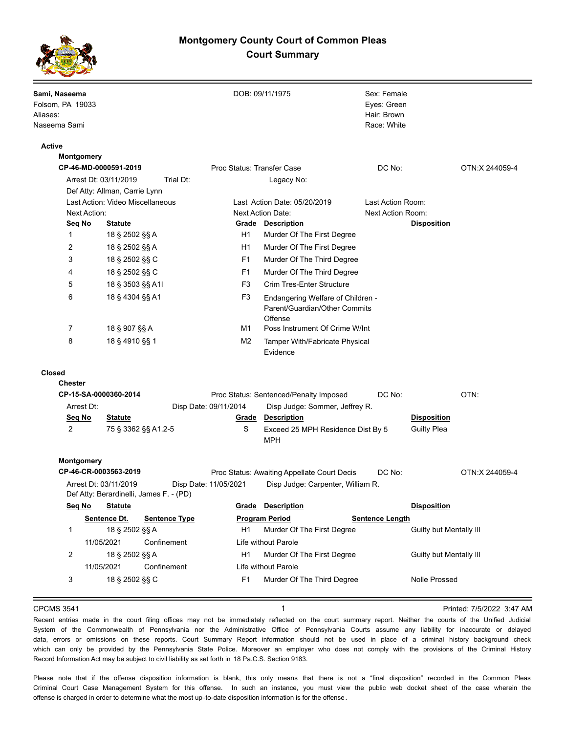# Montgomery County Court of Common Pleas
## Court Summary

**Sami, Naseema**
Folsom, PA 19033
Aliases:
Naseema Sami

DOB: 09/11/1975

Sex: Female
Eyes: Green
Hair: Brown
Race: White

### Active

**Montgomery**

**CP-46-MD-0000591-2019** Proc Status: Transfer Case DC No: OTN:X 244059-4

Arrest Dt: 03/11/2019 Trial Dt: Legacy No:
Def Atty: Allman, Carrie Lynn
Last Action: Video Miscellaneous Last Action Date: 05/20/2019 Last Action Room:
Next Action: Next Action Date: Next Action Room:

| Seq No | Statute | Grade | Description | Disposition |
|---|---|---|---|---|
| 1 | 18 § 2502 §§ A | H1 | Murder Of The First Degree | |
| 2 | 18 § 2502 §§ A | H1 | Murder Of The First Degree | |
| 3 | 18 § 2502 §§ C | F1 | Murder Of The Third Degree | |
| 4 | 18 § 2502 §§ C | F1 | Murder Of The Third Degree | |
| 5 | 18 § 3503 §§ A1I | F3 | Crim Tres-Enter Structure | |
| 6 | 18 § 4304 §§ A1 | F3 | Endangering Welfare of Children - Parent/Guardian/Other Commits Offense | |
| 7 | 18 § 907 §§ A | M1 | Poss Instrument Of Crime W/Int | |
| 8 | 18 § 4910 §§ 1 | M2 | Tamper With/Fabricate Physical Evidence | |

### Closed

**Chester**

**CP-15-SA-0000360-2014** Proc Status: Sentenced/Penalty Imposed DC No: OTN:

Arrest Dt: Disp Date: 09/11/2014 Disp Judge: Sommer, Jeffrey R.

| Seq No | Statute | Grade | Description | Disposition |
|---|---|---|---|---|
| 2 | 75 § 3362 §§ A1.2-5 | S | Exceed 25 MPH Residence Dist By 5 MPH | Guilty Plea |

**Montgomery**

**CP-46-CR-0003563-2019** Proc Status: Awaiting Appellate Court Decis DC No: OTN:X 244059-4

Arrest Dt: 03/11/2019 Disp Date: 11/05/2021 Disp Judge: Carpenter, William R.
Def Atty: Berardinelli, James F. - (PD)

| Seq No | Statute / Sentence Dt. | Sentence Type | Grade / Program Period | Description | Sentence Length | Disposition |
|---|---|---|---|---|---|---|
| 1 | 18 § 2502 §§ A | | H1 | Murder Of The First Degree | | Guilty but Mentally Ill |
| | 11/05/2021 | Confinement | Life without Parole | | | |
| 2 | 18 § 2502 §§ A | | H1 | Murder Of The First Degree | | Guilty but Mentally Ill |
| | 11/05/2021 | Confinement | Life without Parole | | | |
| 3 | 18 § 2502 §§ C | | F1 | Murder Of The Third Degree | | Nolle Prossed |

CPCMS 3541 Printed: 7/5/2022 3:47 AM

Recent entries made in the court filing offices may not be immediately reflected on the court summary report. Neither the courts of the Unified Judicial System of the Commonwealth of Pennsylvania nor the Administrative Office of Pennsylvania Courts assume any liability for inaccurate or delayed data, errors or omissions on these reports. Court Summary Report information should not be used in place of a criminal history background check which can only be provided by the Pennsylvania State Police. Moreover an employer who does not comply with the provisions of the Criminal History Record Information Act may be subject to civil liability as set forth in 18 Pa.C.S. Section 9183.

Please note that if the offense disposition information is blank, this only means that there is not a "final disposition" recorded in the Common Pleas Criminal Court Case Management System for this offense. In such an instance, you must view the public web docket sheet of the case wherein the offense is charged in order to determine what the most up-to-date disposition information is for the offense.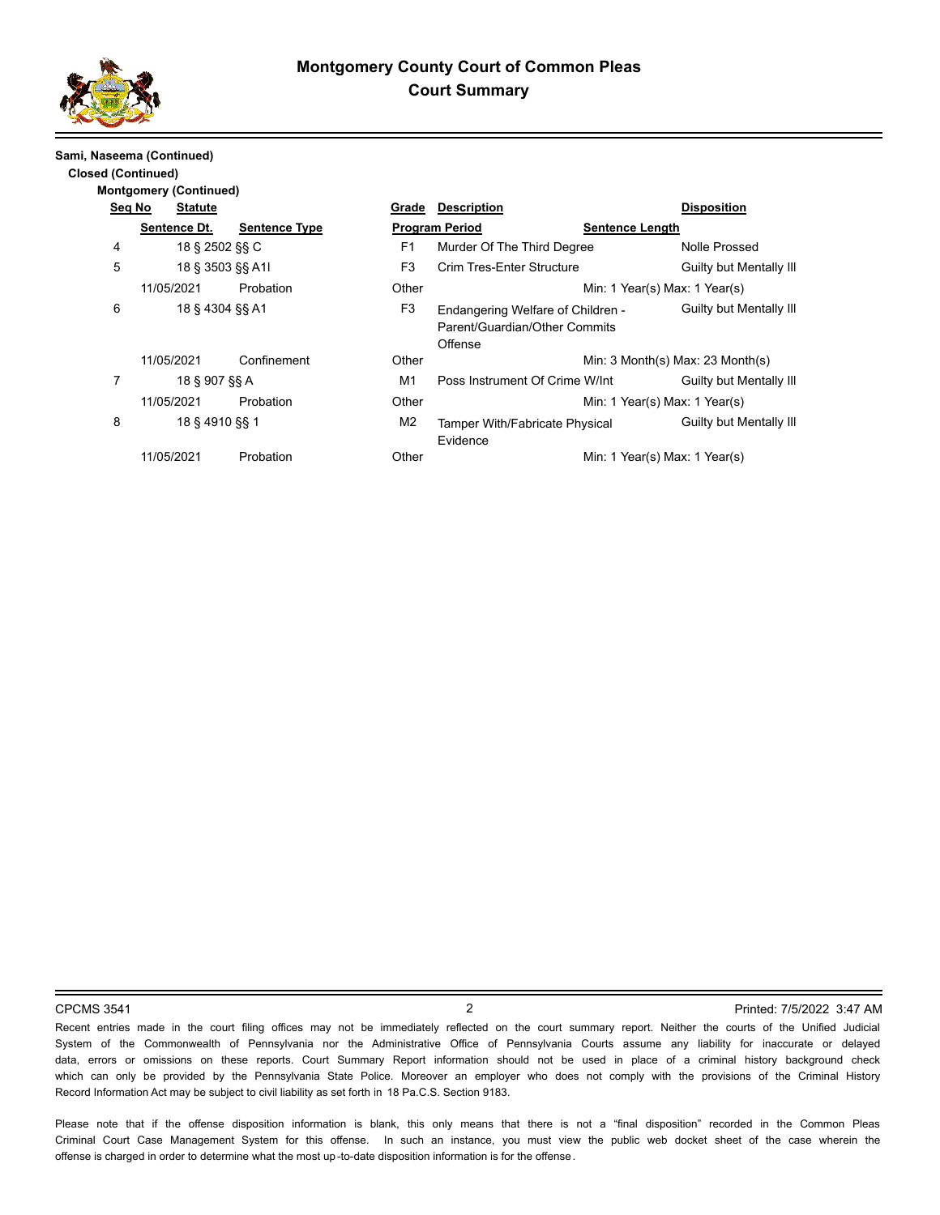# Montgomery County Court of Common Pleas
## Court Summary

**Sami, Naseema (Continued)**

**Closed (Continued)**

**Montgomery (Continued)**

| Seq No | Statute / Sentence Dt. | Sentence Type | Grade / Program Period | Description / Sentence Length | Disposition |
|---|---|---|---|---|---|
| 4 | 18 § 2502 §§ C | | F1 | Murder Of The Third Degree | Nolle Prossed |
| 5 | 18 § 3503 §§ A1I | | F3 | Crim Tres-Enter Structure | Guilty but Mentally Ill |
| | 11/05/2021 | Probation | Other | Min: 1 Year(s) Max: 1 Year(s) | |
| 6 | 18 § 4304 §§ A1 | | F3 | Endangering Welfare of Children - Parent/Guardian/Other Commits Offense | Guilty but Mentally Ill |
| | 11/05/2021 | Confinement | Other | Min: 3 Month(s) Max: 23 Month(s) | |
| 7 | 18 § 907 §§ A | | M1 | Poss Instrument Of Crime W/Int | Guilty but Mentally Ill |
| | 11/05/2021 | Probation | Other | Min: 1 Year(s) Max: 1 Year(s) | |
| 8 | 18 § 4910 §§ 1 | | M2 | Tamper With/Fabricate Physical Evidence | Guilty but Mentally Ill |
| | 11/05/2021 | Probation | Other | Min: 1 Year(s) Max: 1 Year(s) | |

CPCMS 3541

Printed: 7/5/2022 3:47 AM

Recent entries made in the court filing offices may not be immediately reflected on the court summary report. Neither the courts of the Unified Judicial System of the Commonwealth of Pennsylvania nor the Administrative Office of Pennsylvania Courts assume any liability for inaccurate or delayed data, errors or omissions on these reports. Court Summary Report information should not be used in place of a criminal history background check which can only be provided by the Pennsylvania State Police. Moreover an employer who does not comply with the provisions of the Criminal History Record Information Act may be subject to civil liability as set forth in 18 Pa.C.S. Section 9183.

Please note that if the offense disposition information is blank, this only means that there is not a "final disposition" recorded in the Common Pleas Criminal Court Case Management System for this offense. In such an instance, you must view the public web docket sheet of the case wherein the offense is charged in order to determine what the most up-to-date disposition information is for the offense.